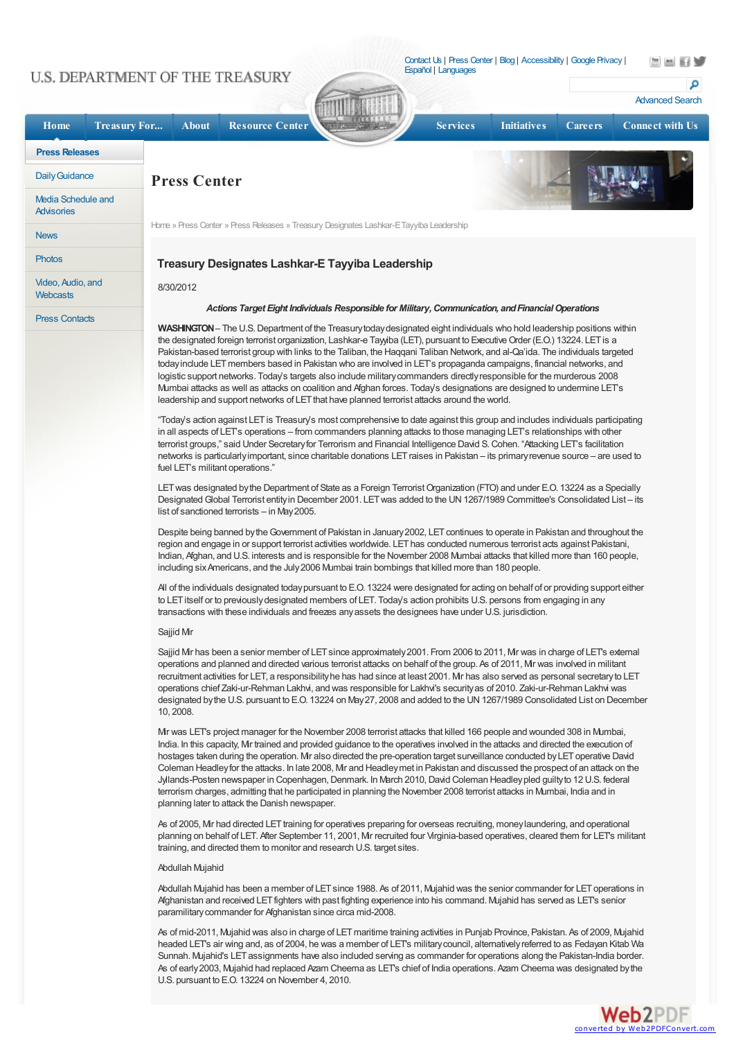U.S. DEPARTMENT OF THE TREASURY

Contact Us | Press Center | Blog | Accessibility | Google Privacy | Español | Languages

Advanced Search

Home | Treasury For... | About | Resource Center | Services | Initiatives | Careers | Connect with Us

- **Press Releases**
- Daily Guidance
- Media Schedule and Advisories
- News
- Photos
- Video, Audio, and Webcasts
- Press Contacts

# Press Center

Home » Press Center » Press Releases » Treasury Designates Lashkar-E Tayyiba Leadership

## Treasury Designates Lashkar-E Tayyiba Leadership

8/30/2012

***Actions Target Eight Individuals Responsible for Military, Communication, and Financial Operations***

**WASHINGTON** – The U.S. Department of the Treasury today designated eight individuals who hold leadership positions within the designated foreign terrorist organization, Lashkar-e Tayyiba (LET), pursuant to Executive Order (E.O.) 13224. LET is a Pakistan-based terrorist group with links to the Taliban, the Haqqani Taliban Network, and al-Qa'ida. The individuals targeted today include LET members based in Pakistan who are involved in LET's propaganda campaigns, financial networks, and logistic support networks. Today's targets also include military commanders directly responsible for the murderous 2008 Mumbai attacks as well as attacks on coalition and Afghan forces. Today's designations are designed to undermine LET's leadership and support networks of LET that have planned terrorist attacks around the world.

"Today's action against LET is Treasury's most comprehensive to date against this group and includes individuals participating in all aspects of LET's operations – from commanders planning attacks to those managing LET's relationships with other terrorist groups," said Under Secretary for Terrorism and Financial Intelligence David S. Cohen. "Attacking LET's facilitation networks is particularly important, since charitable donations LET raises in Pakistan – its primary revenue source – are used to fuel LET's militant operations."

LET was designated by the Department of State as a Foreign Terrorist Organization (FTO) and under E.O. 13224 as a Specially Designated Global Terrorist entity in December 2001. LET was added to the UN 1267/1989 Committee's Consolidated List – its list of sanctioned terrorists – in May 2005.

Despite being banned by the Government of Pakistan in January 2002, LET continues to operate in Pakistan and throughout the region and engage in or support terrorist activities worldwide. LET has conducted numerous terrorist acts against Pakistani, Indian, Afghan, and U.S. interests and is responsible for the November 2008 Mumbai attacks that killed more than 160 people, including six Americans, and the July 2006 Mumbai train bombings that killed more than 180 people.

All of the individuals designated today pursuant to E.O. 13224 were designated for acting on behalf of or providing support either to LET itself or to previously designated members of LET. Today's action prohibits U.S. persons from engaging in any transactions with these individuals and freezes any assets the designees have under U.S. jurisdiction.

Sajjid Mir

Sajjid Mir has been a senior member of LET since approximately 2001. From 2006 to 2011, Mir was in charge of LET's external operations and planned and directed various terrorist attacks on behalf of the group. As of 2011, Mir was involved in militant recruitment activities for LET, a responsibility he has had since at least 2001. Mir has also served as personal secretary to LET operations chief Zaki-ur-Rehman Lakhvi, and was responsible for Lakhvi's security as of 2010. Zaki-ur-Rehman Lakhvi was designated by the U.S. pursuant to E.O. 13224 on May 27, 2008 and added to the UN 1267/1989 Consolidated List on December 10, 2008.

Mir was LET's project manager for the November 2008 terrorist attacks that killed 166 people and wounded 308 in Mumbai, India. In this capacity, Mir trained and provided guidance to the operatives involved in the attacks and directed the execution of hostages taken during the operation. Mir also directed the pre-operation target surveillance conducted by LET operative David Coleman Headley for the attacks. In late 2008, Mir and Headley met in Pakistan and discussed the prospect of an attack on the Jyllands-Posten newspaper in Copenhagen, Denmark. In March 2010, David Coleman Headley pled guilty to 12 U.S. federal terrorism charges, admitting that he participated in planning the November 2008 terrorist attacks in Mumbai, India and in planning later to attack the Danish newspaper.

As of 2005, Mir had directed LET training for operatives preparing for overseas recruiting, money laundering, and operational planning on behalf of LET. After September 11, 2001, Mir recruited four Virginia-based operatives, cleared them for LET's militant training, and directed them to monitor and research U.S. target sites.

Abdullah Mujahid

Abdullah Mujahid has been a member of LET since 1988. As of 2011, Mujahid was the senior commander for LET operations in Afghanistan and received LET fighters with past fighting experience into his command. Mujahid has served as LET's senior paramilitary commander for Afghanistan since circa mid-2008.

As of mid-2011, Mujahid was also in charge of LET maritime training activities in Punjab Province, Pakistan. As of 2009, Mujahid headed LET's air wing and, as of 2004, he was a member of LET's military council, alternatively referred to as Fedayan Kitab Wa Sunnah. Mujahid's LET assignments have also included serving as commander for operations along the Pakistan-India border. As of early 2003, Mujahid had replaced Azam Cheema as LET's chief of India operations. Azam Cheema was designated by the U.S. pursuant to E.O. 13224 on November 4, 2010.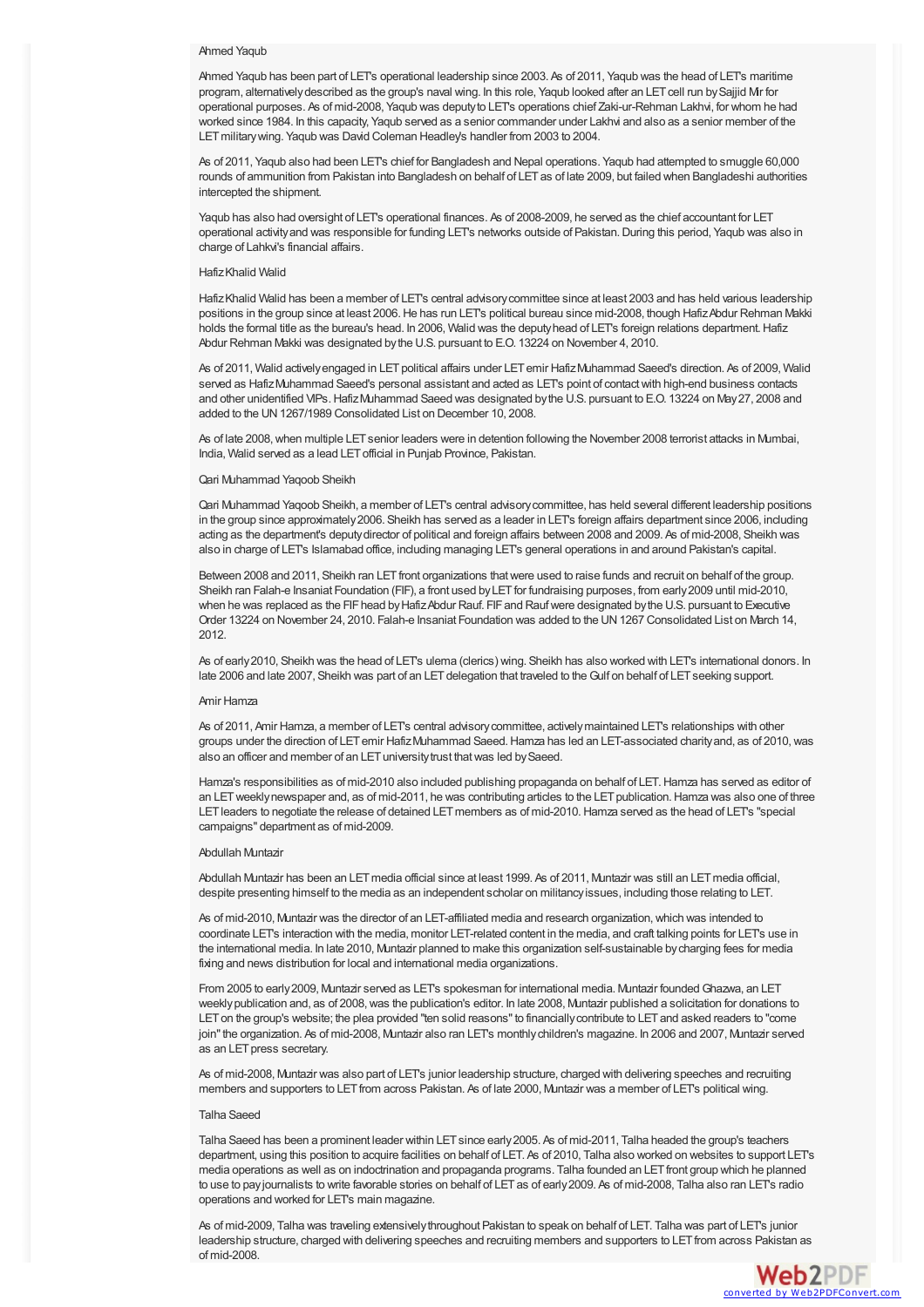Ahmed Yaqub

Ahmed Yaqub has been part of LET's operational leadership since 2003. As of 2011, Yaqub was the head of LET's maritime program, alternatively described as the group's naval wing. In this role, Yaqub looked after an LET cell run by Sajjid Mir for operational purposes. As of mid-2008, Yaqub was deputy to LET's operations chief Zaki-ur-Rehman Lakhvi, for whom he had worked since 1984. In this capacity, Yaqub served as a senior commander under Lakhvi and also as a senior member of the LET military wing. Yaqub was David Coleman Headley's handler from 2003 to 2004.

As of 2011, Yaqub also had been LET's chief for Bangladesh and Nepal operations. Yaqub had attempted to smuggle 60,000 rounds of ammunition from Pakistan into Bangladesh on behalf of LET as of late 2009, but failed when Bangladeshi authorities intercepted the shipment.

Yaqub has also had oversight of LET's operational finances. As of 2008-2009, he served as the chief accountant for LET operational activity and was responsible for funding LET's networks outside of Pakistan. During this period, Yaqub was also in charge of Lahkvi's financial affairs.

Hafiz Khalid Walid

Hafiz Khalid Walid has been a member of LET's central advisory committee since at least 2003 and has held various leadership positions in the group since at least 2006. He has run LET's political bureau since mid-2008, though Hafiz Abdur Rehman Makki holds the formal title as the bureau's head. In 2006, Walid was the deputy head of LET's foreign relations department. Hafiz Abdur Rehman Makki was designated by the U.S. pursuant to E.O. 13224 on November 4, 2010.

As of 2011, Walid actively engaged in LET political affairs under LET emir Hafiz Muhammad Saeed's direction. As of 2009, Walid served as Hafiz Muhammad Saeed's personal assistant and acted as LET's point of contact with high-end business contacts and other unidentified VIPs. Hafiz Muhammad Saeed was designated by the U.S. pursuant to E.O. 13224 on May 27, 2008 and added to the UN 1267/1989 Consolidated List on December 10, 2008.

As of late 2008, when multiple LET senior leaders were in detention following the November 2008 terrorist attacks in Mumbai, India, Walid served as a lead LET official in Punjab Province, Pakistan.

Qari Muhammad Yaqoob Sheikh

Qari Muhammad Yaqoob Sheikh, a member of LET's central advisory committee, has held several different leadership positions in the group since approximately 2006. Sheikh has served as a leader in LET's foreign affairs department since 2006, including acting as the department's deputy director of political and foreign affairs between 2008 and 2009. As of mid-2008, Sheikh was also in charge of LET's Islamabad office, including managing LET's general operations in and around Pakistan's capital.

Between 2008 and 2011, Sheikh ran LET front organizations that were used to raise funds and recruit on behalf of the group. Sheikh ran Falah-e Insaniat Foundation (FIF), a front used by LET for fundraising purposes, from early 2009 until mid-2010, when he was replaced as the FIF head by Hafiz Abdur Rauf. FIF and Rauf were designated by the U.S. pursuant to Executive Order 13224 on November 24, 2010. Falah-e Insaniat Foundation was added to the UN 1267 Consolidated List on March 14, 2012.

As of early 2010, Sheikh was the head of LET's ulema (clerics) wing. Sheikh has also worked with LET's international donors. In late 2006 and late 2007, Sheikh was part of an LET delegation that traveled to the Gulf on behalf of LET seeking support.

Amir Hamza

As of 2011, Amir Hamza, a member of LET's central advisory committee, actively maintained LET's relationships with other groups under the direction of LET emir Hafiz Muhammad Saeed. Hamza has led an LET-associated charity and, as of 2010, was also an officer and member of an LET university trust that was led by Saeed.

Hamza's responsibilities as of mid-2010 also included publishing propaganda on behalf of LET. Hamza has served as editor of an LET weekly newspaper and, as of mid-2011, he was contributing articles to the LET publication. Hamza was also one of three LET leaders to negotiate the release of detained LET members as of mid-2010. Hamza served as the head of LET's "special campaigns" department as of mid-2009.

Abdullah Muntazir

Abdullah Muntazir has been an LET media official since at least 1999. As of 2011, Muntazir was still an LET media official, despite presenting himself to the media as an independent scholar on militancy issues, including those relating to LET.

As of mid-2010, Muntazir was the director of an LET-affiliated media and research organization, which was intended to coordinate LET's interaction with the media, monitor LET-related content in the media, and craft talking points for LET's use in the international media. In late 2010, Muntazir planned to make this organization self-sustainable by charging fees for media fixing and news distribution for local and international media organizations.

From 2005 to early 2009, Muntazir served as LET's spokesman for international media. Muntazir founded Ghazwa, an LET weekly publication and, as of 2008, was the publication's editor. In late 2008, Muntazir published a solicitation for donations to LET on the group's website; the plea provided "ten solid reasons" to financially contribute to LET and asked readers to "come join" the organization. As of mid-2008, Muntazir also ran LET's monthly children's magazine. In 2006 and 2007, Muntazir served as an LET press secretary.

As of mid-2008, Muntazir was also part of LET's junior leadership structure, charged with delivering speeches and recruiting members and supporters to LET from across Pakistan. As of late 2000, Muntazir was a member of LET's political wing.

Talha Saeed

Talha Saeed has been a prominent leader within LET since early 2005. As of mid-2011, Talha headed the group's teachers department, using this position to acquire facilities on behalf of LET. As of 2010, Talha also worked on websites to support LET's media operations as well as on indoctrination and propaganda programs. Talha founded an LET front group which he planned to use to pay journalists to write favorable stories on behalf of LET as of early 2009. As of mid-2008, Talha also ran LET's radio operations and worked for LET's main magazine.

As of mid-2009, Talha was traveling extensively throughout Pakistan to speak on behalf of LET. Talha was part of LET's junior leadership structure, charged with delivering speeches and recruiting members and supporters to LET from across Pakistan as of mid-2008.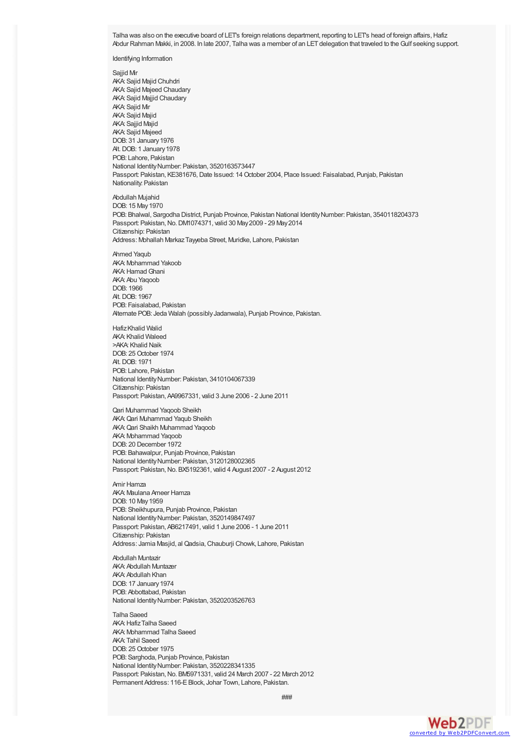Talha was also on the executive board of LET's foreign relations department, reporting to LET's head of foreign affairs, Hafiz Abdur Rahman Makki, in 2008. In late 2007, Talha was a member of an LET delegation that traveled to the Gulf seeking support.

Identifying Information

Sajjid Mir
AKA: Sajid Majid Chuhdri
AKA: Sajid Majeed Chaudary
AKA: Sajid Majjid Chaudary
AKA: Sajid Mir
AKA: Sajid Majid
AKA: Sajjid Majid
AKA: Sajid Majeed
DOB: 31 January 1976
Alt. DOB: 1 January 1978
POB: Lahore, Pakistan
National Identity Number: Pakistan, 3520163573447
Passport: Pakistan, KE381676, Date Issued: 14 October 2004, Place Issued: Faisalabad, Punjab, Pakistan
Nationality: Pakistan

Abdullah Mujahid
DOB: 15 May 1970
POB: Bhalwal, Sargodha District, Punjab Province, Pakistan National Identity Number: Pakistan, 3540118204373
Passport: Pakistan, No. DM1074371, valid 30 May 2009 - 29 May 2014
Citizenship: Pakistan
Address: Mohallah Markaz Tayyeba Street, Muridke, Lahore, Pakistan

Ahmed Yaqub
AKA: Mohammad Yakoob
AKA: Hamad Ghani
AKA: Abu Yaqoob
DOB: 1966
Alt. DOB: 1967
POB: Faisalabad, Pakistan
Alternate POB: Jeda Walah (possibly Jadanwala), Punjab Province, Pakistan.

Hafiz Khalid Walid
AKA: Khalid Waleed
>AKA: Khalid Naik
DOB: 25 October 1974
Alt. DOB: 1971
POB: Lahore, Pakistan
National Identity Number: Pakistan, 3410104067339
Citizenship: Pakistan
Passport: Pakistan, AA9967331, valid 3 June 2006 - 2 June 2011

Qari Muhammad Yaqoob Sheikh
AKA: Qari Muhammad Yaqub Sheikh
AKA: Qari Shaikh Muhammad Yaqoob
AKA: Mohammad Yaqoob
DOB: 20 December 1972
POB: Bahawalpur, Punjab Province, Pakistan
National Identity Number: Pakistan, 3120128002365
Passport: Pakistan, No. BX5192361, valid 4 August 2007 - 2 August 2012

Amir Hamza
AKA: Maulana Ameer Hamza
DOB: 10 May 1959
POB: Sheikhupura, Punjab Province, Pakistan
National Identity Number: Pakistan, 3520149847497
Passport: Pakistan, AB6217491, valid 1 June 2006 - 1 June 2011
Citizenship: Pakistan
Address: Jamia Masjid, al Qadsia, Chauburji Chowk, Lahore, Pakistan

Abdullah Muntazir
AKA: Abdullah Muntazer
AKA: Abdullah Khan
DOB: 17 January 1974
POB: Abbottabad, Pakistan
National Identity Number: Pakistan, 3520203526763

Talha Saeed
AKA: Hafiz Talha Saeed
AKA: Mohammad Talha Saeed
AKA: Tahil Saeed
DOB: 25 October 1975
POB: Sarghoda, Punjab Province, Pakistan
National Identity Number: Pakistan, 3520228341335
Passport: Pakistan, No. BM5971331, valid 24 March 2007 - 22 March 2012
Permanent Address: 116-E Block, Johar Town, Lahore, Pakistan.

###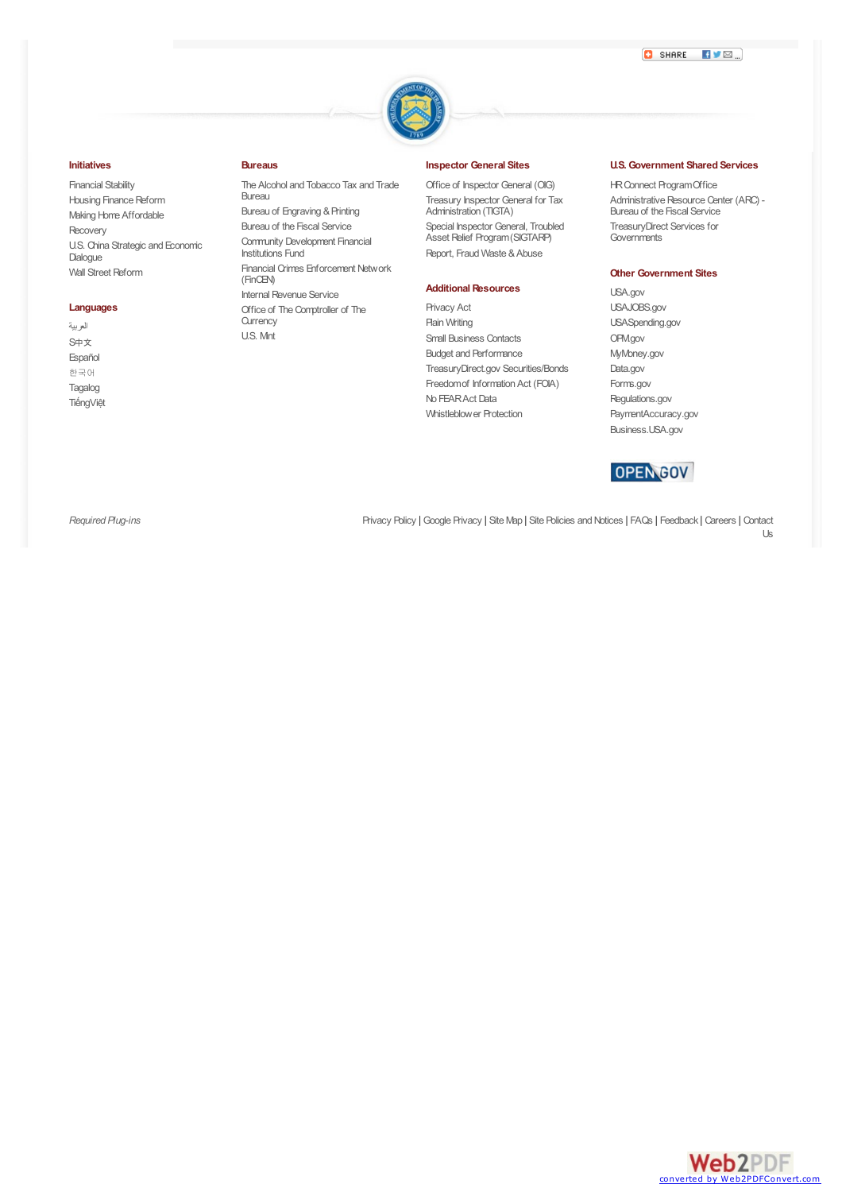SHARE

## Initiatives

Financial Stability
Housing Finance Reform
Making Home Affordable
Recovery
U.S. China Strategic and Economic Dialogue
Wall Street Reform

## Languages

العربية
S中文
Español
한국어
Tagalog
TiếngViệt

## Bureaus

The Alcohol and Tobacco Tax and Trade Bureau
Bureau of Engraving & Printing
Bureau of the Fiscal Service
Community Development Financial Institutions Fund
Financial Crimes Enforcement Network (FinCEN)
Internal Revenue Service
Office of The Comptroller of The Currency
U.S. Mint

## Inspector General Sites

Office of Inspector General (OIG)
Treasury Inspector General for Tax Administration (TIGTA)
Special Inspector General, Troubled Asset Relief Program (SIGTARP)
Report, Fraud Waste & Abuse

## Additional Resources

Privacy Act
Plain Writing
Small Business Contacts
Budget and Performance
TreasuryDirect.gov Securities/Bonds
Freedom of Information Act (FOIA)
No FEAR Act Data
Whistleblower Protection

## U.S. Government Shared Services

HR Connect Program Office
Administrative Resource Center (ARC) - Bureau of the Fiscal Service
TreasuryDirect Services for Governments

## Other Government Sites

USA.gov
USAJOBS.gov
USASpending.gov
OPM.gov
MyMoney.gov
Data.gov
Forms.gov
Regulations.gov
PaymentAccuracy.gov
Business.USA.gov

OPEN GOV

*Required Plug-ins*

Privacy Policy | Google Privacy | Site Map | Site Policies and Notices | FAQs | Feedback | Careers | Contact Us